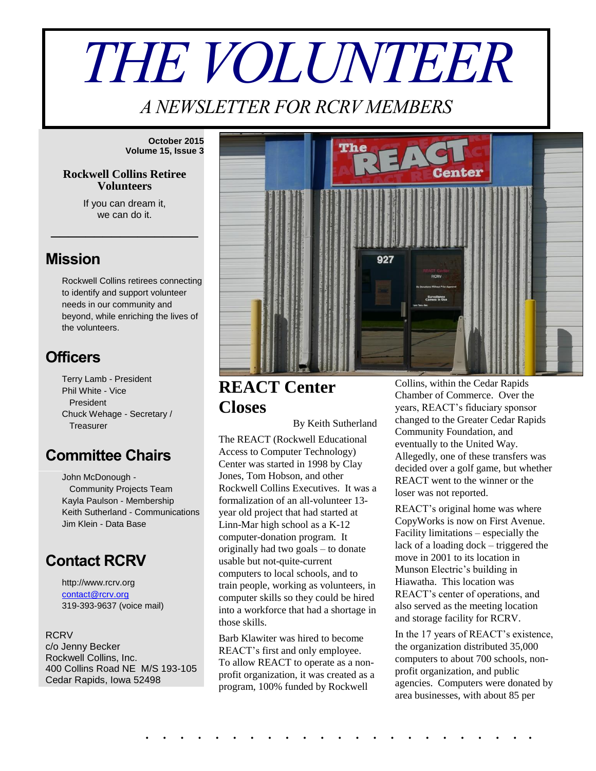# THE VOLUNTEER

*A NEWSLETTER FOR RCRV MEMBERS*

**October 2015**
**Volume 15, Issue 3**

**Rockwell Collins Retiree Volunteers**

If you can dream it,
we can do it.

## Mission

Rockwell Collins retirees connecting to identify and support volunteer needs in our community and beyond, while enriching the lives of the volunteers.

## Officers

Terry Lamb - President
Phil White - Vice President
Chuck Wehage - Secretary / Treasurer

## Committee Chairs

John McDonough - Community Projects Team
Kayla Paulson - Membership
Keith Sutherland - Communications
Jim Klein - Data Base

## Contact RCRV

http://www.rcrv.org
contact@rcrv.org
319-393-9637 (voice mail)

RCRV
c/o Jenny Becker
Rockwell Collins, Inc.
400 Collins Road NE M/S 193-105
Cedar Rapids, Iowa 52498

# REACT Center Closes

By Keith Sutherland

The REACT (Rockwell Educational Access to Computer Technology) Center was started in 1998 by Clay Jones, Tom Hobson, and other Rockwell Collins Executives. It was a formalization of an all-volunteer 13-year old project that had started at Linn-Mar high school as a K-12 computer-donation program. It originally had two goals – to donate usable but not-quite-current computers to local schools, and to train people, working as volunteers, in computer skills so they could be hired into a workforce that had a shortage in those skills.

Barb Klawiter was hired to become REACT's first and only employee. To allow REACT to operate as a non-profit organization, it was created as a program, 100% funded by Rockwell Collins, within the Cedar Rapids Chamber of Commerce. Over the years, REACT's fiduciary sponsor changed to the Greater Cedar Rapids Community Foundation, and eventually to the United Way. Allegedly, one of these transfers was decided over a golf game, but whether REACT went to the winner or the loser was not reported.

REACT's original home was where CopyWorks is now on First Avenue. Facility limitations – especially the lack of a loading dock – triggered the move in 2001 to its location in Munson Electric's building in Hiawatha. This location was REACT's center of operations, and also served as the meeting location and storage facility for RCRV.

In the 17 years of REACT's existence, the organization distributed 35,000 computers to about 700 schools, non-profit organization, and public agencies. Computers were donated by area businesses, with about 85 per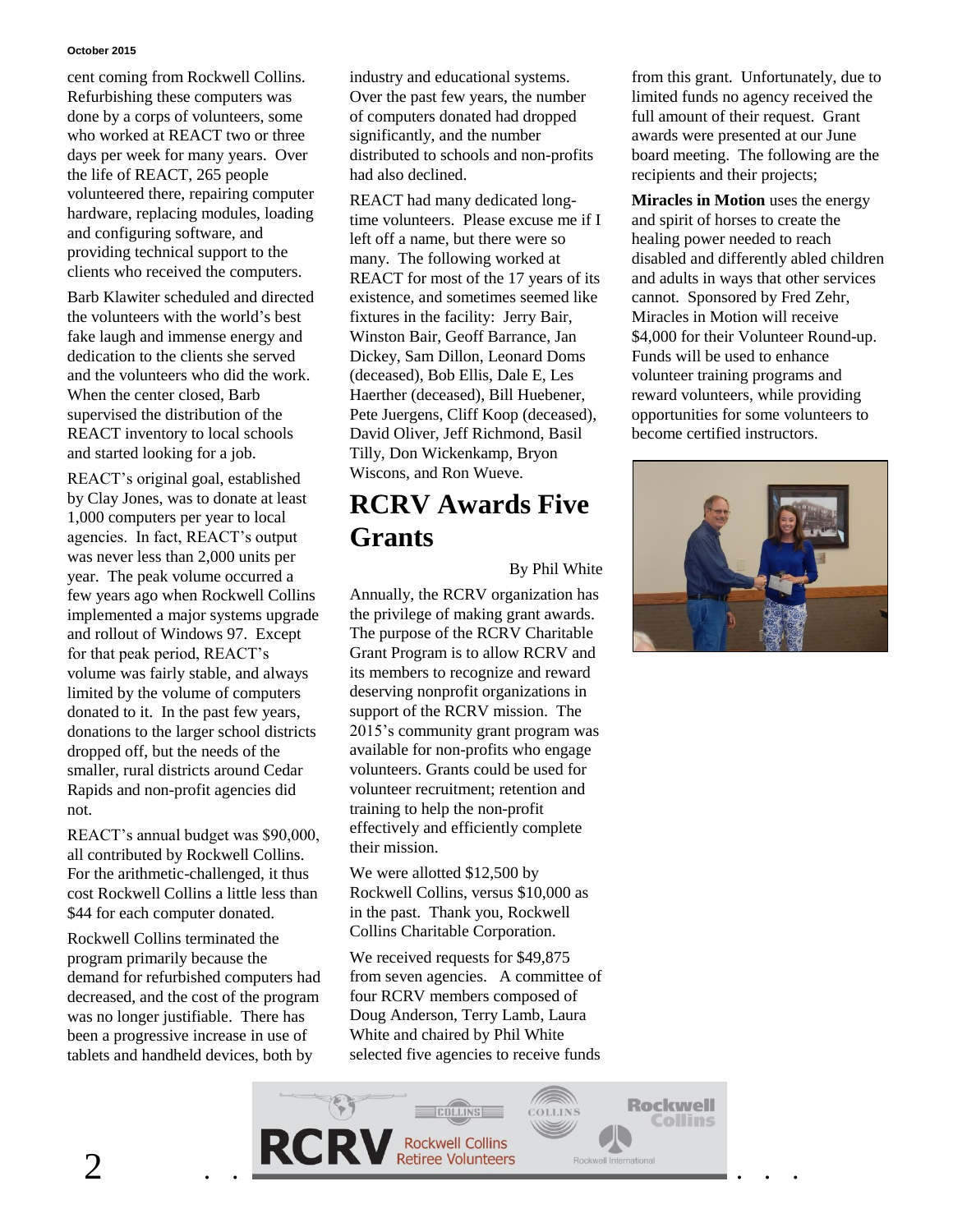cent coming from Rockwell Collins. Refurbishing these computers was done by a corps of volunteers, some who worked at REACT two or three days per week for many years. Over the life of REACT, 265 people volunteered there, repairing computer hardware, replacing modules, loading and configuring software, and providing technical support to the clients who received the computers.

Barb Klawiter scheduled and directed the volunteers with the world's best fake laugh and immense energy and dedication to the clients she served and the volunteers who did the work. When the center closed, Barb supervised the distribution of the REACT inventory to local schools and started looking for a job.

REACT's original goal, established by Clay Jones, was to donate at least 1,000 computers per year to local agencies. In fact, REACT's output was never less than 2,000 units per year. The peak volume occurred a few years ago when Rockwell Collins implemented a major systems upgrade and rollout of Windows 97. Except for that peak period, REACT's volume was fairly stable, and always limited by the volume of computers donated to it. In the past few years, donations to the larger school districts dropped off, but the needs of the smaller, rural districts around Cedar Rapids and non-profit agencies did not.

REACT's annual budget was $90,000, all contributed by Rockwell Collins. For the arithmetic-challenged, it thus cost Rockwell Collins a little less than $44 for each computer donated.

Rockwell Collins terminated the program primarily because the demand for refurbished computers had decreased, and the cost of the program was no longer justifiable. There has been a progressive increase in use of tablets and handheld devices, both by industry and educational systems. Over the past few years, the number of computers donated had dropped significantly, and the number distributed to schools and non-profits had also declined.

REACT had many dedicated long-time volunteers. Please excuse me if I left off a name, but there were so many. The following worked at REACT for most of the 17 years of its existence, and sometimes seemed like fixtures in the facility: Jerry Bair, Winston Bair, Geoff Barrance, Jan Dickey, Sam Dillon, Leonard Doms (deceased), Bob Ellis, Dale E, Les Haerther (deceased), Bill Huebener, Pete Juergens, Cliff Koop (deceased), David Oliver, Jeff Richmond, Basil Tilly, Don Wickenkamp, Bryon Wiscons, and Ron Wueve.

# RCRV Awards Five Grants

By Phil White

Annually, the RCRV organization has the privilege of making grant awards. The purpose of the RCRV Charitable Grant Program is to allow RCRV and its members to recognize and reward deserving nonprofit organizations in support of the RCRV mission. The 2015's community grant program was available for non-profits who engage volunteers. Grants could be used for volunteer recruitment; retention and training to help the non-profit effectively and efficiently complete their mission.

We were allotted $12,500 by Rockwell Collins, versus $10,000 as in the past. Thank you, Rockwell Collins Charitable Corporation.

We received requests for $49,875 from seven agencies. A committee of four RCRV members composed of Doug Anderson, Terry Lamb, Laura White and chaired by Phil White selected five agencies to receive funds from this grant. Unfortunately, due to limited funds no agency received the full amount of their request. Grant awards were presented at our June board meeting. The following are the recipients and their projects;

**Miracles in Motion** uses the energy and spirit of horses to create the healing power needed to reach disabled and differently abled children and adults in ways that other services cannot. Sponsored by Fred Zehr, Miracles in Motion will receive $4,000 for their Volunteer Round-up. Funds will be used to enhance volunteer training programs and reward volunteers, while providing opportunities for some volunteers to become certified instructors.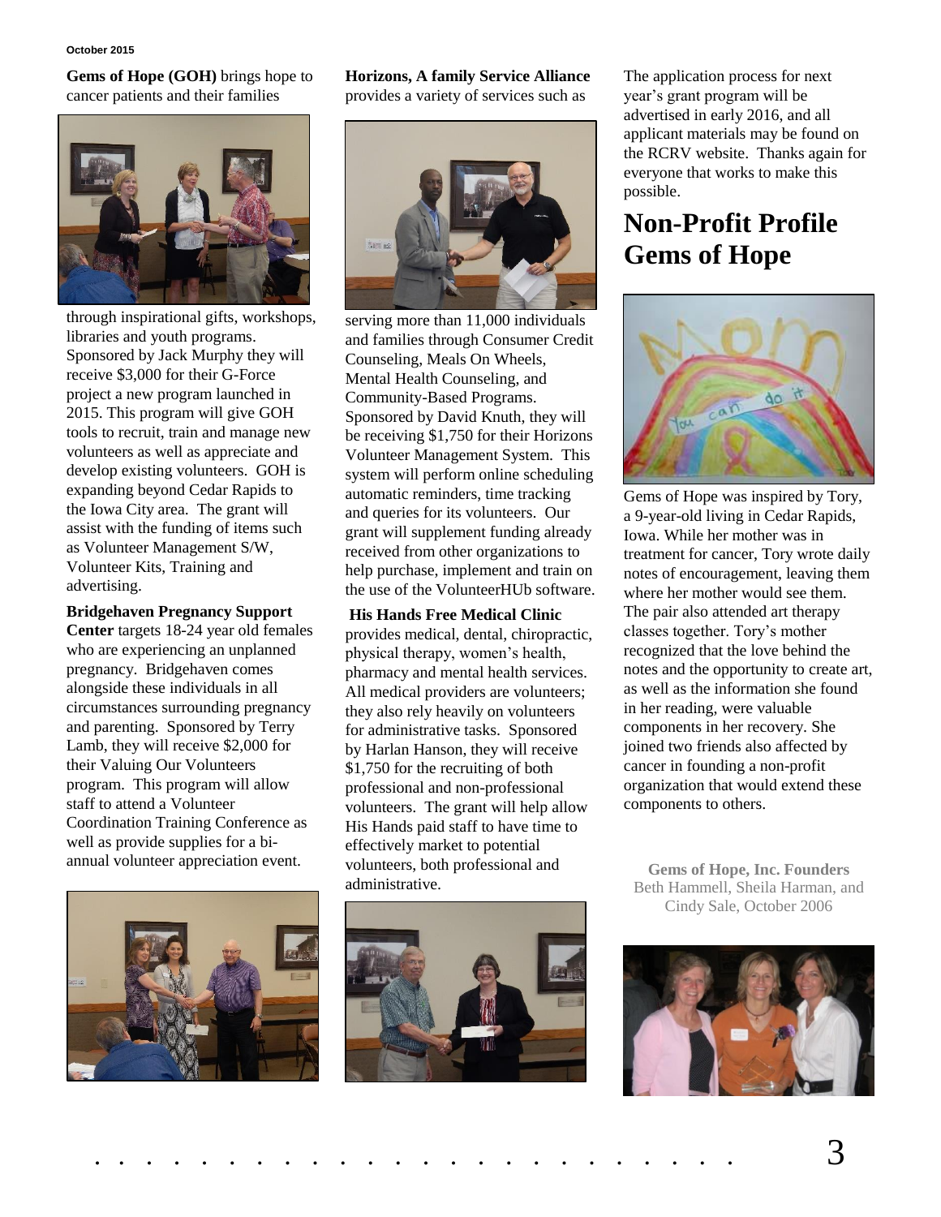**Gems of Hope (GOH)** brings hope to cancer patients and their families through inspirational gifts, workshops, libraries and youth programs. Sponsored by Jack Murphy they will receive $3,000 for their G-Force project a new program launched in 2015. This program will give GOH tools to recruit, train and manage new volunteers as well as appreciate and develop existing volunteers. GOH is expanding beyond Cedar Rapids to the Iowa City area. The grant will assist with the funding of items such as Volunteer Management S/W, Volunteer Kits, Training and advertising.

**Bridgehaven Pregnancy Support Center** targets 18-24 year old females who are experiencing an unplanned pregnancy. Bridgehaven comes alongside these individuals in all circumstances surrounding pregnancy and parenting. Sponsored by Terry Lamb, they will receive $2,000 for their Valuing Our Volunteers program. This program will allow staff to attend a Volunteer Coordination Training Conference as well as provide supplies for a bi-annual volunteer appreciation event.

**Horizons, A family Service Alliance** provides a variety of services such as serving more than 11,000 individuals and families through Consumer Credit Counseling, Meals On Wheels, Mental Health Counseling, and Community-Based Programs. Sponsored by David Knuth, they will be receiving $1,750 for their Horizons Volunteer Management System. This system will perform online scheduling automatic reminders, time tracking and queries for its volunteers. Our grant will supplement funding already received from other organizations to help purchase, implement and train on the use of the VolunteerHUb software.

**His Hands Free Medical Clinic** provides medical, dental, chiropractic, physical therapy, women's health, pharmacy and mental health services. All medical providers are volunteers; they also rely heavily on volunteers for administrative tasks. Sponsored by Harlan Hanson, they will receive $1,750 for the recruiting of both professional and non-professional volunteers. The grant will help allow His Hands paid staff to have time to effectively market to potential volunteers, both professional and administrative.

The application process for next year's grant program will be advertised in early 2016, and all applicant materials may be found on the RCRV website. Thanks again for everyone that works to make this possible.

# Non-Profit Profile Gems of Hope

Gems of Hope was inspired by Tory, a 9-year-old living in Cedar Rapids, Iowa. While her mother was in treatment for cancer, Tory wrote daily notes of encouragement, leaving them where her mother would see them. The pair also attended art therapy classes together. Tory's mother recognized that the love behind the notes and the opportunity to create art, as well as the information she found in her reading, were valuable components in her recovery. She joined two friends also affected by cancer in founding a non-profit organization that would extend these components to others.

**Gems of Hope, Inc. Founders**
Beth Hammell, Sheila Harman, and Cindy Sale, October 2006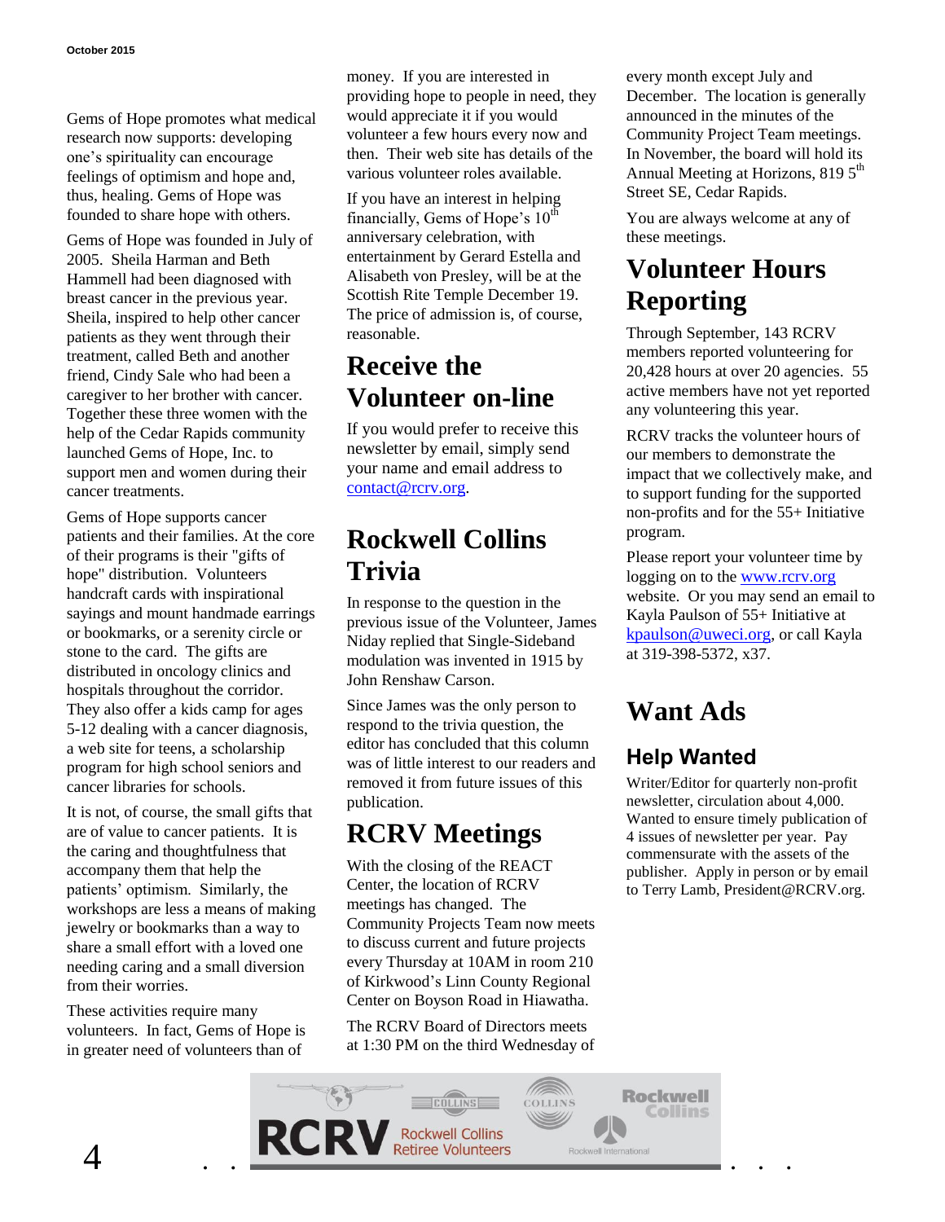Gems of Hope promotes what medical research now supports: developing one's spirituality can encourage feelings of optimism and hope and, thus, healing. Gems of Hope was founded to share hope with others.

Gems of Hope was founded in July of 2005. Sheila Harman and Beth Hammell had been diagnosed with breast cancer in the previous year. Sheila, inspired to help other cancer patients as they went through their treatment, called Beth and another friend, Cindy Sale who had been a caregiver to her brother with cancer. Together these three women with the help of the Cedar Rapids community launched Gems of Hope, Inc. to support men and women during their cancer treatments.

Gems of Hope supports cancer patients and their families. At the core of their programs is their "gifts of hope" distribution. Volunteers handcraft cards with inspirational sayings and mount handmade earrings or bookmarks, or a serenity circle or stone to the card. The gifts are distributed in oncology clinics and hospitals throughout the corridor. They also offer a kids camp for ages 5-12 dealing with a cancer diagnosis, a web site for teens, a scholarship program for high school seniors and cancer libraries for schools.

It is not, of course, the small gifts that are of value to cancer patients. It is the caring and thoughtfulness that accompany them that help the patients' optimism. Similarly, the workshops are less a means of making jewelry or bookmarks than a way to share a small effort with a loved one needing caring and a small diversion from their worries.

These activities require many volunteers. In fact, Gems of Hope is in greater need of volunteers than of money. If you are interested in providing hope to people in need, they would appreciate it if you would volunteer a few hours every now and then. Their web site has details of the various volunteer roles available.

If you have an interest in helping financially, Gems of Hope's 10th anniversary celebration, with entertainment by Gerard Estella and Alisabeth von Presley, will be at the Scottish Rite Temple December 19. The price of admission is, of course, reasonable.

# Receive the Volunteer on-line

If you would prefer to receive this newsletter by email, simply send your name and email address to contact@rcrv.org.

# Rockwell Collins Trivia

In response to the question in the previous issue of the Volunteer, James Niday replied that Single-Sideband modulation was invented in 1915 by John Renshaw Carson.

Since James was the only person to respond to the trivia question, the editor has concluded that this column was of little interest to our readers and removed it from future issues of this publication.

# RCRV Meetings

With the closing of the REACT Center, the location of RCRV meetings has changed. The Community Projects Team now meets to discuss current and future projects every Thursday at 10AM in room 210 of Kirkwood's Linn County Regional Center on Boyson Road in Hiawatha.

The RCRV Board of Directors meets at 1:30 PM on the third Wednesday of every month except July and December. The location is generally announced in the minutes of the Community Project Team meetings. In November, the board will hold its Annual Meeting at Horizons, 819 5th Street SE, Cedar Rapids.

You are always welcome at any of these meetings.

# Volunteer Hours Reporting

Through September, 143 RCRV members reported volunteering for 20,428 hours at over 20 agencies. 55 active members have not yet reported any volunteering this year.

RCRV tracks the volunteer hours of our members to demonstrate the impact that we collectively make, and to support funding for the supported non-profits and for the 55+ Initiative program.

Please report your volunteer time by logging on to the www.rcrv.org website. Or you may send an email to Kayla Paulson of 55+ Initiative at kpaulson@uweci.org, or call Kayla at 319-398-5372, x37.

# Want Ads

## Help Wanted

Writer/Editor for quarterly non-profit newsletter, circulation about 4,000. Wanted to ensure timely publication of 4 issues of newsletter per year. Pay commensurate with the assets of the publisher. Apply in person or by email to Terry Lamb, President@RCRV.org.